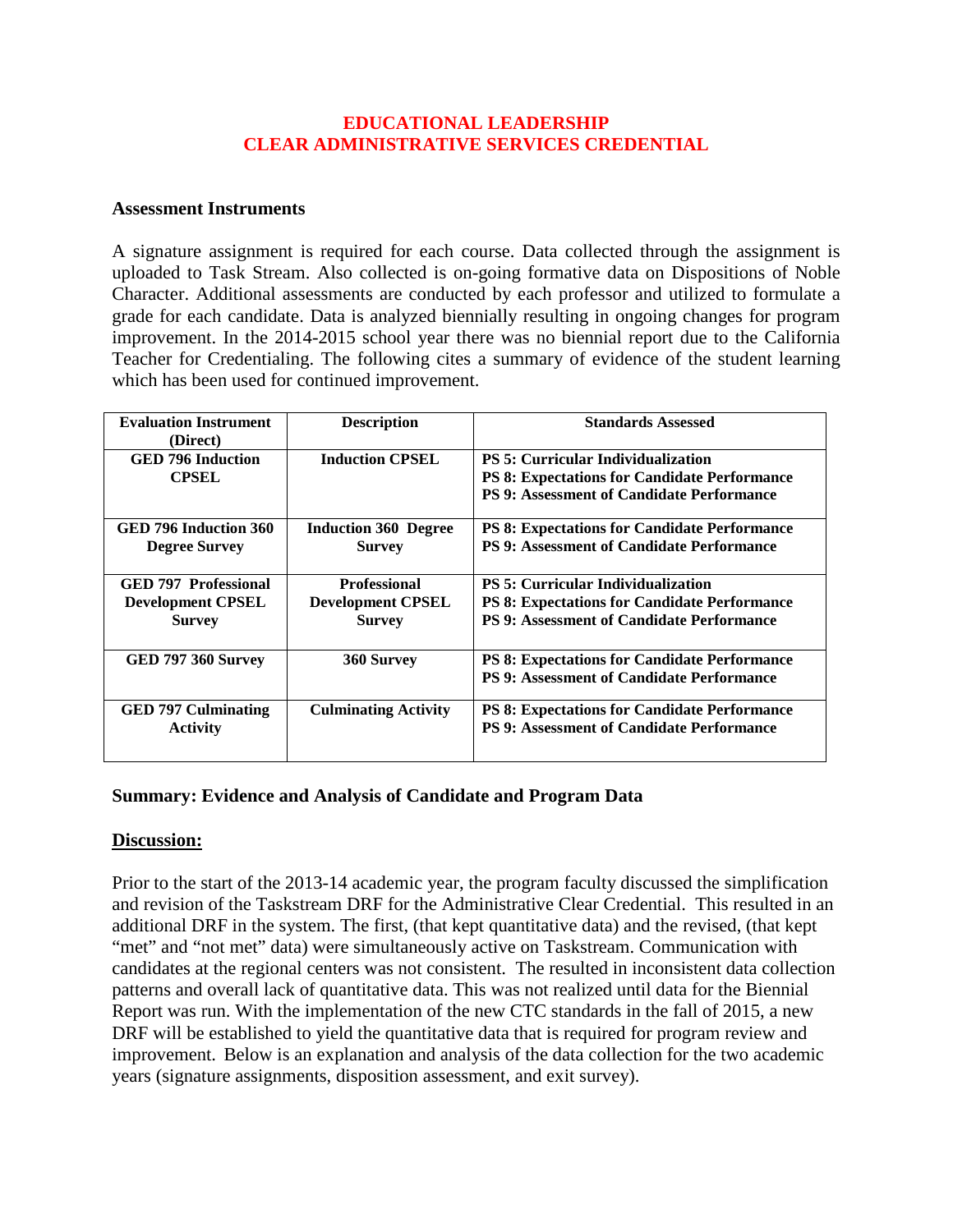# EDUCATIONAL LEADERSHIP
# CLEAR ADMINISTRATIVE SERVICES CREDENTIAL

### Assessment Instruments

A signature assignment is required for each course. Data collected through the assignment is uploaded to Task Stream. Also collected is on-going formative data on Dispositions of Noble Character. Additional assessments are conducted by each professor and utilized to formulate a grade for each candidate. Data is analyzed biennially resulting in ongoing changes for program improvement. In the 2014-2015 school year there was no biennial report due to the California Teacher for Credentialing. The following cites a summary of evidence of the student learning which has been used for continued improvement.

| Evaluation Instrument (Direct) | Description | Standards Assessed |
|---|---|---|
| **GED 796 Induction CPSEL** | **Induction CPSEL** | **PS 5: Curricular Individualization**<br>**PS 8: Expectations for Candidate Performance**<br>**PS 9: Assessment of Candidate Performance** |
| **GED 796 Induction 360 Degree Survey** | **Induction 360 Degree Survey** | **PS 8: Expectations for Candidate Performance**<br>**PS 9: Assessment of Candidate Performance** |
| **GED 797 Professional Development CPSEL Survey** | **Professional Development CPSEL Survey** | **PS 5: Curricular Individualization**<br>**PS 8: Expectations for Candidate Performance**<br>**PS 9: Assessment of Candidate Performance** |
| **GED 797 360 Survey** | **360 Survey** | **PS 8: Expectations for Candidate Performance**<br>**PS 9: Assessment of Candidate Performance** |
| **GED 797 Culminating Activity** | **Culminating Activity** | **PS 8: Expectations for Candidate Performance**<br>**PS 9: Assessment of Candidate Performance** |

### Summary: Evidence and Analysis of Candidate and Program Data

**Discussion:**

Prior to the start of the 2013-14 academic year, the program faculty discussed the simplification and revision of the Taskstream DRF for the Administrative Clear Credential. This resulted in an additional DRF in the system. The first, (that kept quantitative data) and the revised, (that kept "met" and "not met" data) were simultaneously active on Taskstream. Communication with candidates at the regional centers was not consistent. The resulted in inconsistent data collection patterns and overall lack of quantitative data. This was not realized until data for the Biennial Report was run. With the implementation of the new CTC standards in the fall of 2015, a new DRF will be established to yield the quantitative data that is required for program review and improvement. Below is an explanation and analysis of the data collection for the two academic years (signature assignments, disposition assessment, and exit survey).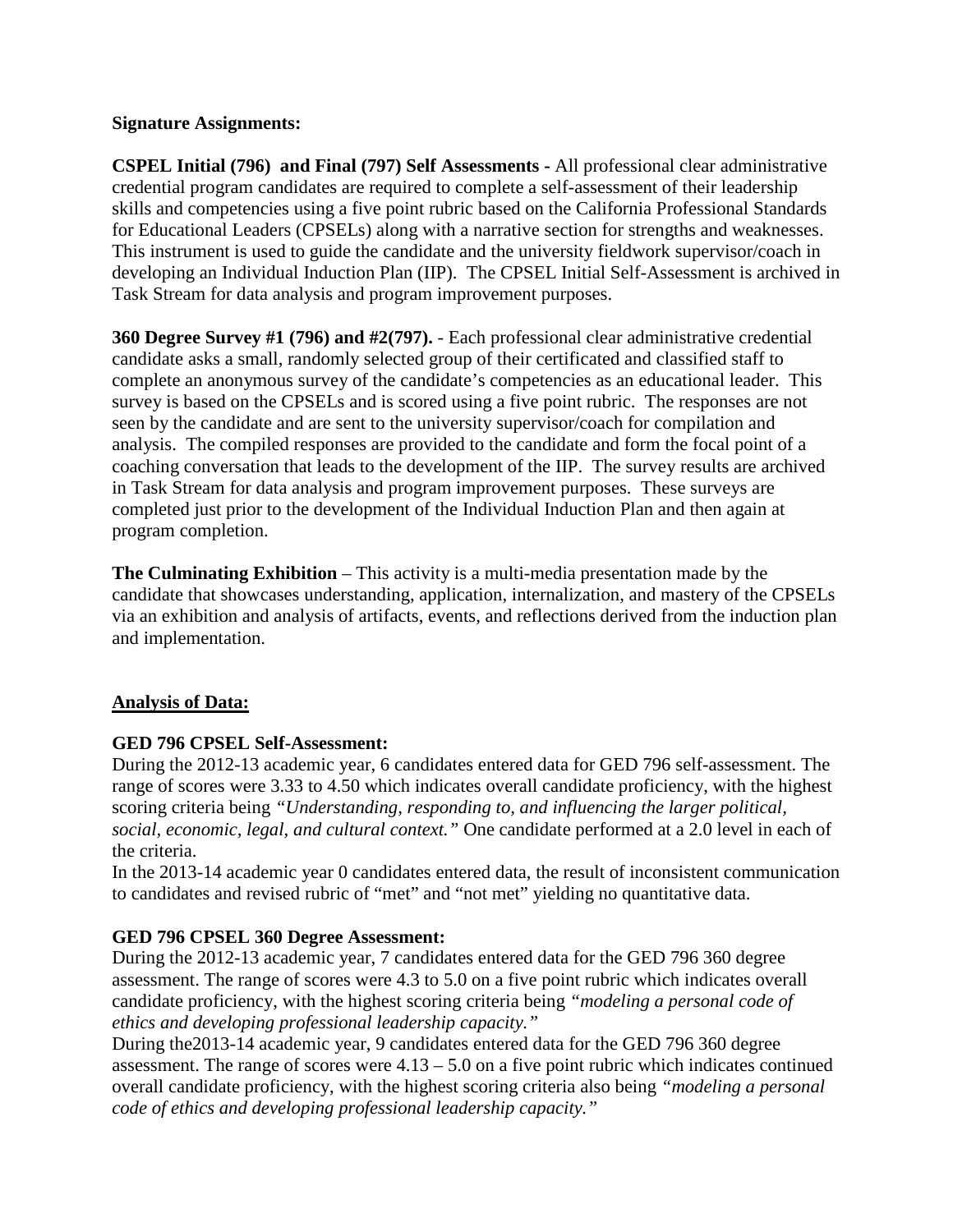**Signature Assignments:**

**CSPEL Initial (796) and Final (797) Self Assessments -** All professional clear administrative credential program candidates are required to complete a self-assessment of their leadership skills and competencies using a five point rubric based on the California Professional Standards for Educational Leaders (CPSELs) along with a narrative section for strengths and weaknesses. This instrument is used to guide the candidate and the university fieldwork supervisor/coach in developing an Individual Induction Plan (IIP). The CPSEL Initial Self-Assessment is archived in Task Stream for data analysis and program improvement purposes.

**360 Degree Survey #1 (796) and #2(797).** - Each professional clear administrative credential candidate asks a small, randomly selected group of their certificated and classified staff to complete an anonymous survey of the candidate's competencies as an educational leader. This survey is based on the CPSELs and is scored using a five point rubric. The responses are not seen by the candidate and are sent to the university supervisor/coach for compilation and analysis. The compiled responses are provided to the candidate and form the focal point of a coaching conversation that leads to the development of the IIP. The survey results are archived in Task Stream for data analysis and program improvement purposes. These surveys are completed just prior to the development of the Individual Induction Plan and then again at program completion.

**The Culminating Exhibition** – This activity is a multi-media presentation made by the candidate that showcases understanding, application, internalization, and mastery of the CPSELs via an exhibition and analysis of artifacts, events, and reflections derived from the induction plan and implementation.

**Analysis of Data:**

**GED 796 CPSEL Self-Assessment:**

During the 2012-13 academic year, 6 candidates entered data for GED 796 self-assessment. The range of scores were 3.33 to 4.50 which indicates overall candidate proficiency, with the highest scoring criteria being *"Understanding, responding to, and influencing the larger political, social, economic, legal, and cultural context."* One candidate performed at a 2.0 level in each of the criteria.

In the 2013-14 academic year 0 candidates entered data, the result of inconsistent communication to candidates and revised rubric of "met" and "not met" yielding no quantitative data.

**GED 796 CPSEL 360 Degree Assessment:**

During the 2012-13 academic year, 7 candidates entered data for the GED 796 360 degree assessment. The range of scores were 4.3 to 5.0 on a five point rubric which indicates overall candidate proficiency, with the highest scoring criteria being *"modeling a personal code of ethics and developing professional leadership capacity."*

During the2013-14 academic year, 9 candidates entered data for the GED 796 360 degree assessment. The range of scores were 4.13 – 5.0 on a five point rubric which indicates continued overall candidate proficiency, with the highest scoring criteria also being *"modeling a personal code of ethics and developing professional leadership capacity."*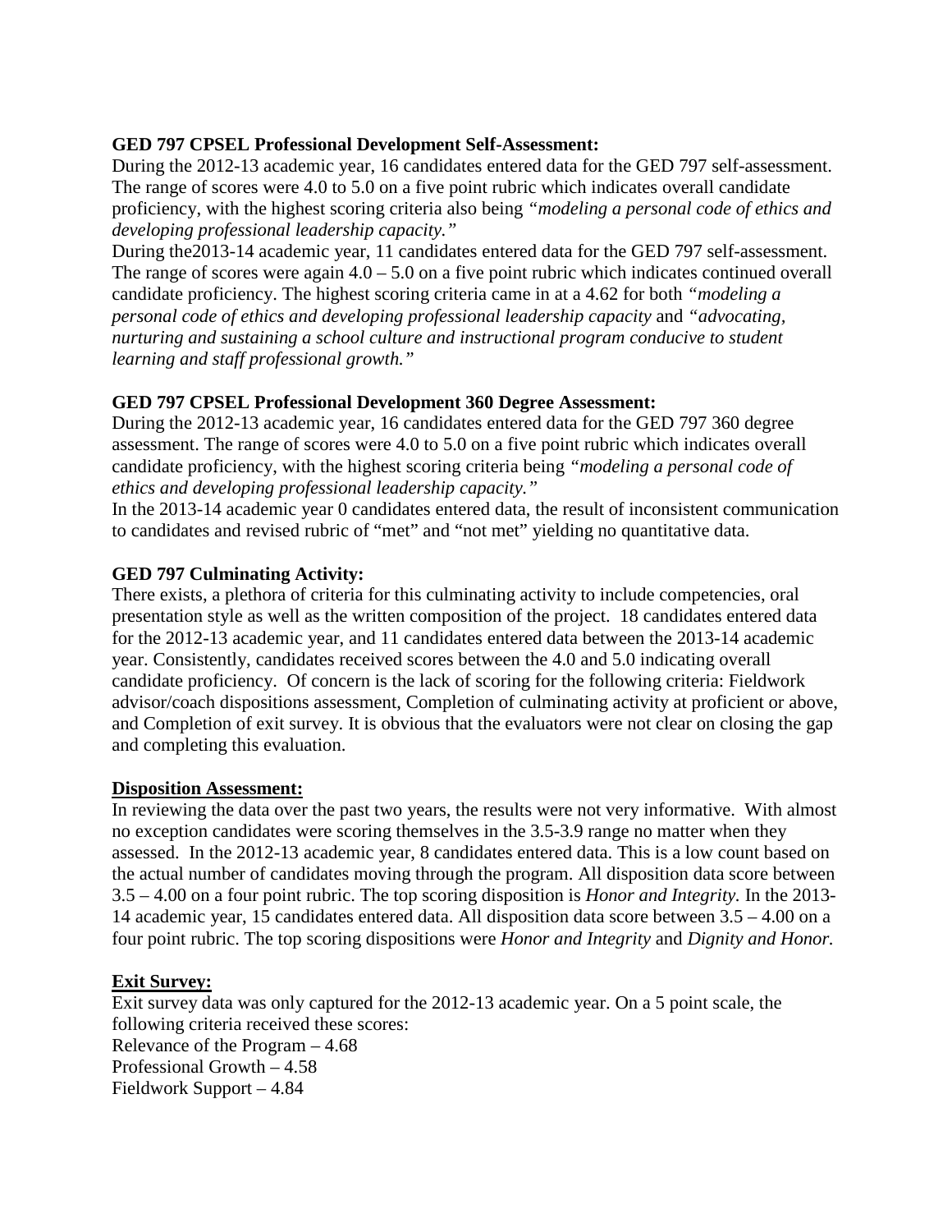**GED 797 CPSEL Professional Development Self-Assessment:**

During the 2012-13 academic year, 16 candidates entered data for the GED 797 self-assessment. The range of scores were 4.0 to 5.0 on a five point rubric which indicates overall candidate proficiency, with the highest scoring criteria also being *"modeling a personal code of ethics and developing professional leadership capacity."*

During the2013-14 academic year, 11 candidates entered data for the GED 797 self-assessment. The range of scores were again 4.0 – 5.0 on a five point rubric which indicates continued overall candidate proficiency. The highest scoring criteria came in at a 4.62 for both *"modeling a personal code of ethics and developing professional leadership capacity* and *"advocating, nurturing and sustaining a school culture and instructional program conducive to student learning and staff professional growth."*

**GED 797 CPSEL Professional Development 360 Degree Assessment:**

During the 2012-13 academic year, 16 candidates entered data for the GED 797 360 degree assessment. The range of scores were 4.0 to 5.0 on a five point rubric which indicates overall candidate proficiency, with the highest scoring criteria being *"modeling a personal code of ethics and developing professional leadership capacity."*

In the 2013-14 academic year 0 candidates entered data, the result of inconsistent communication to candidates and revised rubric of "met" and "not met" yielding no quantitative data.

**GED 797 Culminating Activity:**

There exists, a plethora of criteria for this culminating activity to include competencies, oral presentation style as well as the written composition of the project. 18 candidates entered data for the 2012-13 academic year, and 11 candidates entered data between the 2013-14 academic year. Consistently, candidates received scores between the 4.0 and 5.0 indicating overall candidate proficiency. Of concern is the lack of scoring for the following criteria: Fieldwork advisor/coach dispositions assessment, Completion of culminating activity at proficient or above, and Completion of exit survey. It is obvious that the evaluators were not clear on closing the gap and completing this evaluation.

**Disposition Assessment:**

In reviewing the data over the past two years, the results were not very informative. With almost no exception candidates were scoring themselves in the 3.5-3.9 range no matter when they assessed. In the 2012-13 academic year, 8 candidates entered data. This is a low count based on the actual number of candidates moving through the program. All disposition data score between 3.5 – 4.00 on a four point rubric. The top scoring disposition is *Honor and Integrity.* In the 2013-14 academic year, 15 candidates entered data. All disposition data score between 3.5 – 4.00 on a four point rubric. The top scoring dispositions were *Honor and Integrity* and *Dignity and Honor.*

**Exit Survey:**

Exit survey data was only captured for the 2012-13 academic year. On a 5 point scale, the following criteria received these scores:

Relevance of the Program – 4.68
Professional Growth – 4.58
Fieldwork Support – 4.84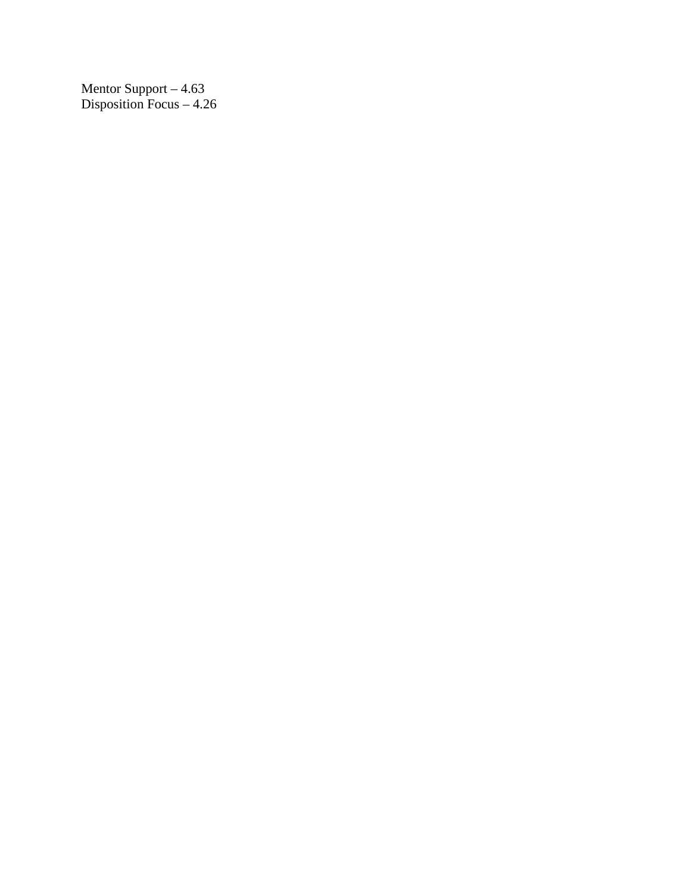Mentor Support – 4.63
Disposition Focus – 4.26